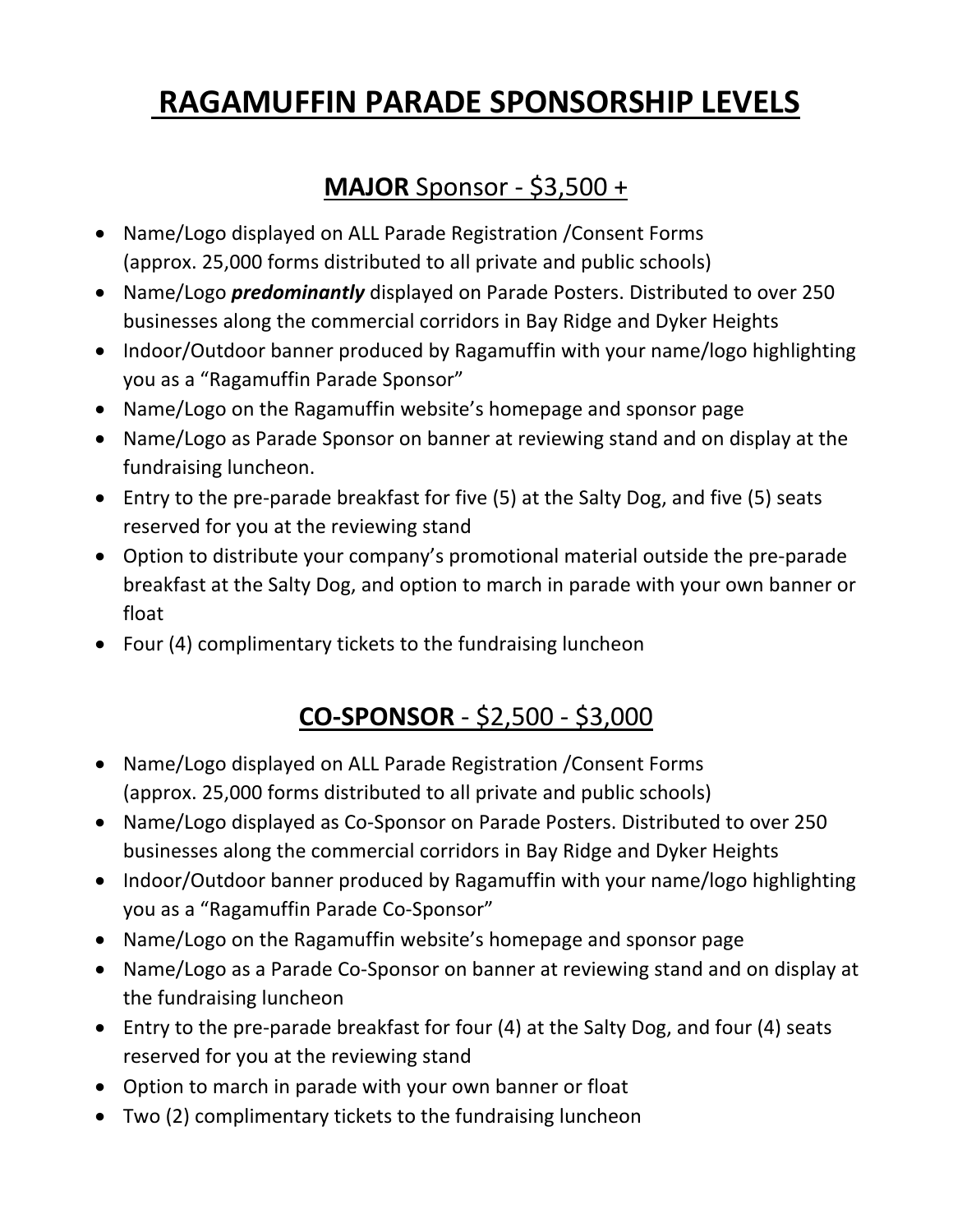# RAGAMUFFIN PARADE SPONSORSHIP LEVELS

## **MAJOR** Sponsor - $3,500 +

- Name/Logo displayed on ALL Parade Registration /Consent Forms (approx. 25,000 forms distributed to all private and public schools)
- Name/Logo ***predominantly*** displayed on Parade Posters. Distributed to over 250 businesses along the commercial corridors in Bay Ridge and Dyker Heights
- Indoor/Outdoor banner produced by Ragamuffin with your name/logo highlighting you as a "Ragamuffin Parade Sponsor"
- Name/Logo on the Ragamuffin website's homepage and sponsor page
- Name/Logo as Parade Sponsor on banner at reviewing stand and on display at the fundraising luncheon.
- Entry to the pre-parade breakfast for five (5) at the Salty Dog, and five (5) seats reserved for you at the reviewing stand
- Option to distribute your company's promotional material outside the pre-parade breakfast at the Salty Dog, and option to march in parade with your own banner or float
- Four (4) complimentary tickets to the fundraising luncheon

## **CO-SPONSOR** - $2,500 - $3,000

- Name/Logo displayed on ALL Parade Registration /Consent Forms (approx. 25,000 forms distributed to all private and public schools)
- Name/Logo displayed as Co-Sponsor on Parade Posters. Distributed to over 250 businesses along the commercial corridors in Bay Ridge and Dyker Heights
- Indoor/Outdoor banner produced by Ragamuffin with your name/logo highlighting you as a "Ragamuffin Parade Co-Sponsor"
- Name/Logo on the Ragamuffin website's homepage and sponsor page
- Name/Logo as a Parade Co-Sponsor on banner at reviewing stand and on display at the fundraising luncheon
- Entry to the pre-parade breakfast for four (4) at the Salty Dog, and four (4) seats reserved for you at the reviewing stand
- Option to march in parade with your own banner or float
- Two (2) complimentary tickets to the fundraising luncheon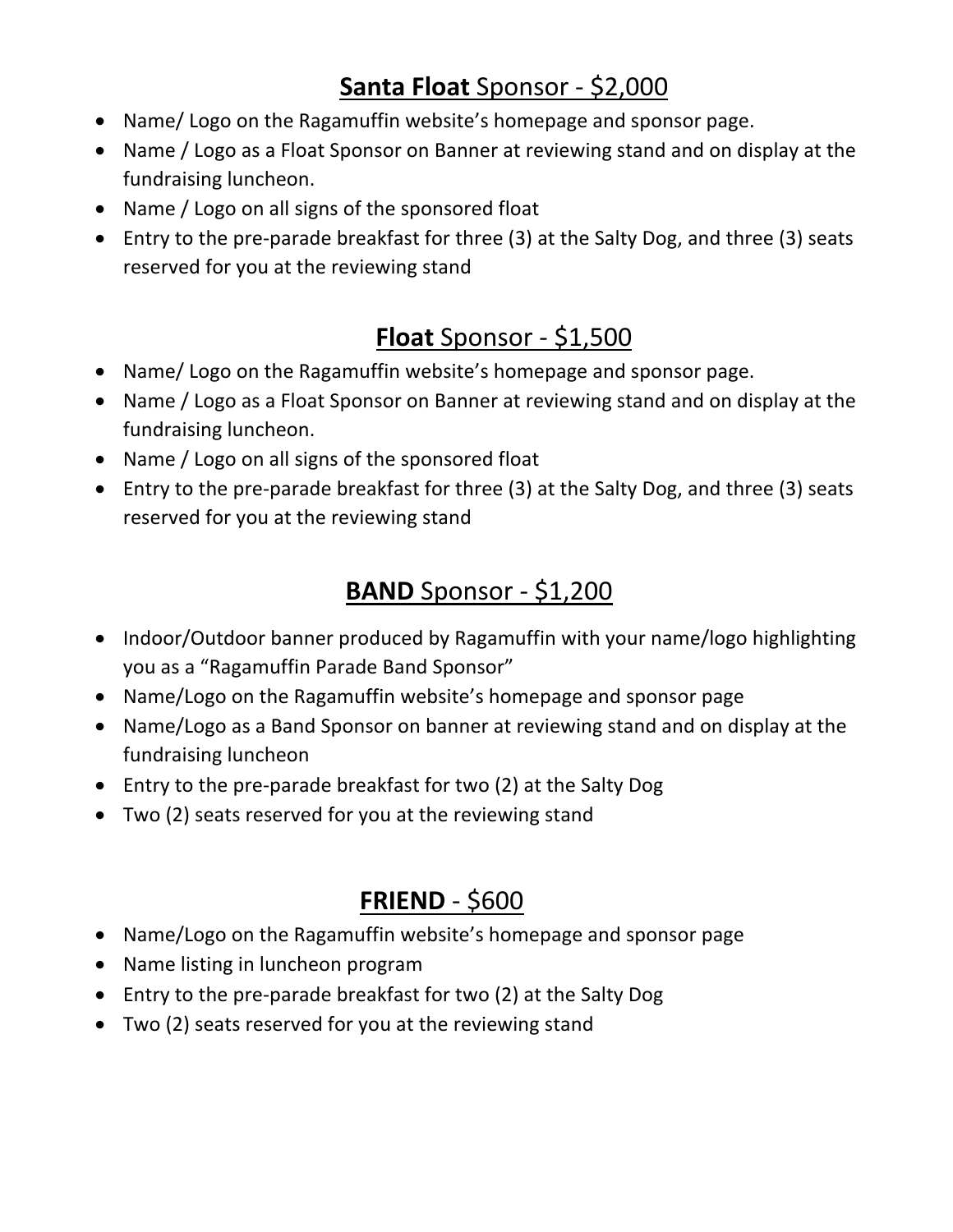## **Santa Float** Sponsor - $2,000

- Name/ Logo on the Ragamuffin website's homepage and sponsor page.
- Name / Logo as a Float Sponsor on Banner at reviewing stand and on display at the fundraising luncheon.
- Name / Logo on all signs of the sponsored float
- Entry to the pre-parade breakfast for three (3) at the Salty Dog, and three (3) seats reserved for you at the reviewing stand

## **Float** Sponsor - $1,500

- Name/ Logo on the Ragamuffin website's homepage and sponsor page.
- Name / Logo as a Float Sponsor on Banner at reviewing stand and on display at the fundraising luncheon.
- Name / Logo on all signs of the sponsored float
- Entry to the pre-parade breakfast for three (3) at the Salty Dog, and three (3) seats reserved for you at the reviewing stand

## **BAND** Sponsor - $1,200

- Indoor/Outdoor banner produced by Ragamuffin with your name/logo highlighting you as a "Ragamuffin Parade Band Sponsor"
- Name/Logo on the Ragamuffin website's homepage and sponsor page
- Name/Logo as a Band Sponsor on banner at reviewing stand and on display at the fundraising luncheon
- Entry to the pre-parade breakfast for two (2) at the Salty Dog
- Two (2) seats reserved for you at the reviewing stand

## **FRIEND** - $600

- Name/Logo on the Ragamuffin website's homepage and sponsor page
- Name listing in luncheon program
- Entry to the pre-parade breakfast for two (2) at the Salty Dog
- Two (2) seats reserved for you at the reviewing stand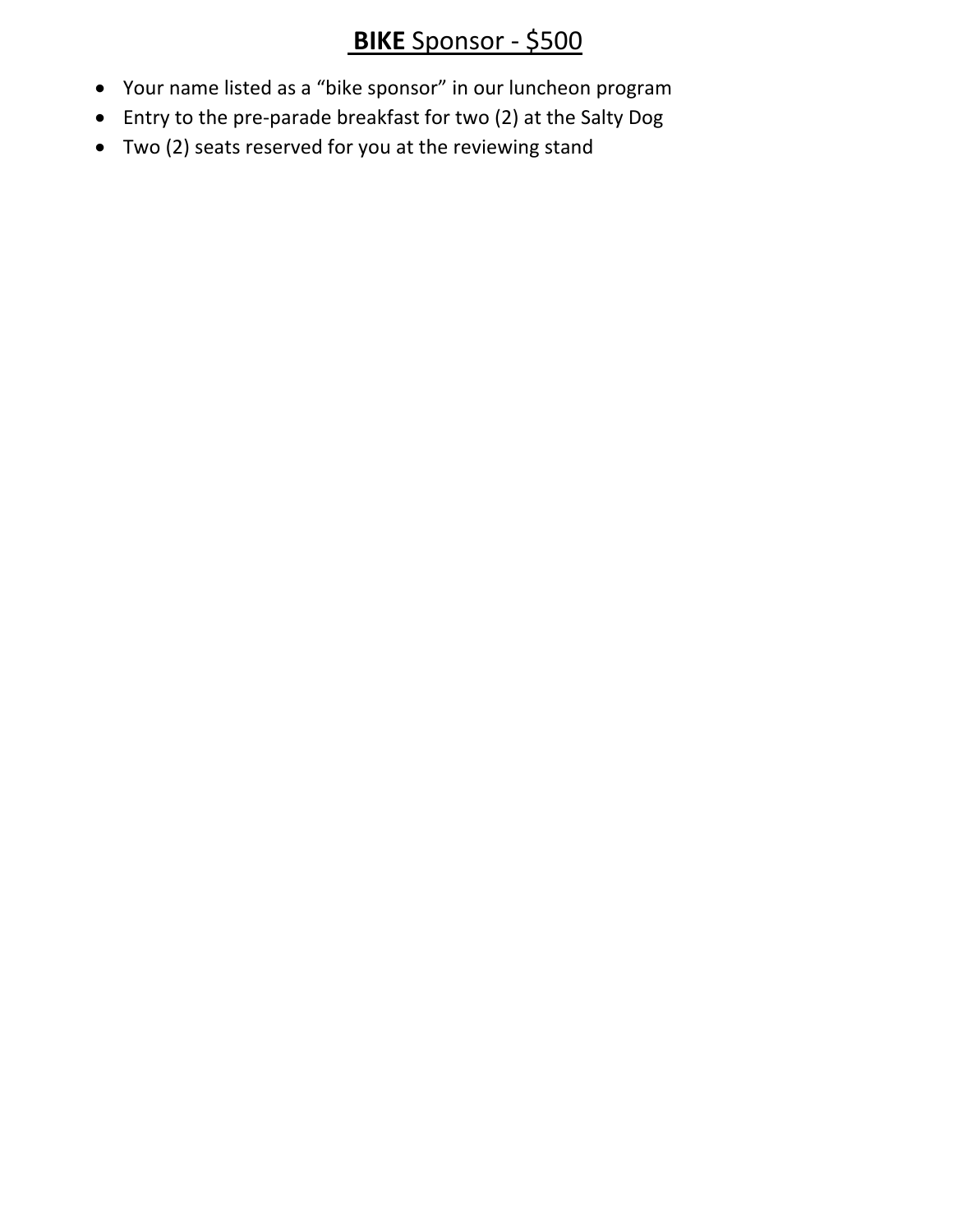## **BIKE** Sponsor - $500

- Your name listed as a "bike sponsor" in our luncheon program
- Entry to the pre-parade breakfast for two (2) at the Salty Dog
- Two (2) seats reserved for you at the reviewing stand